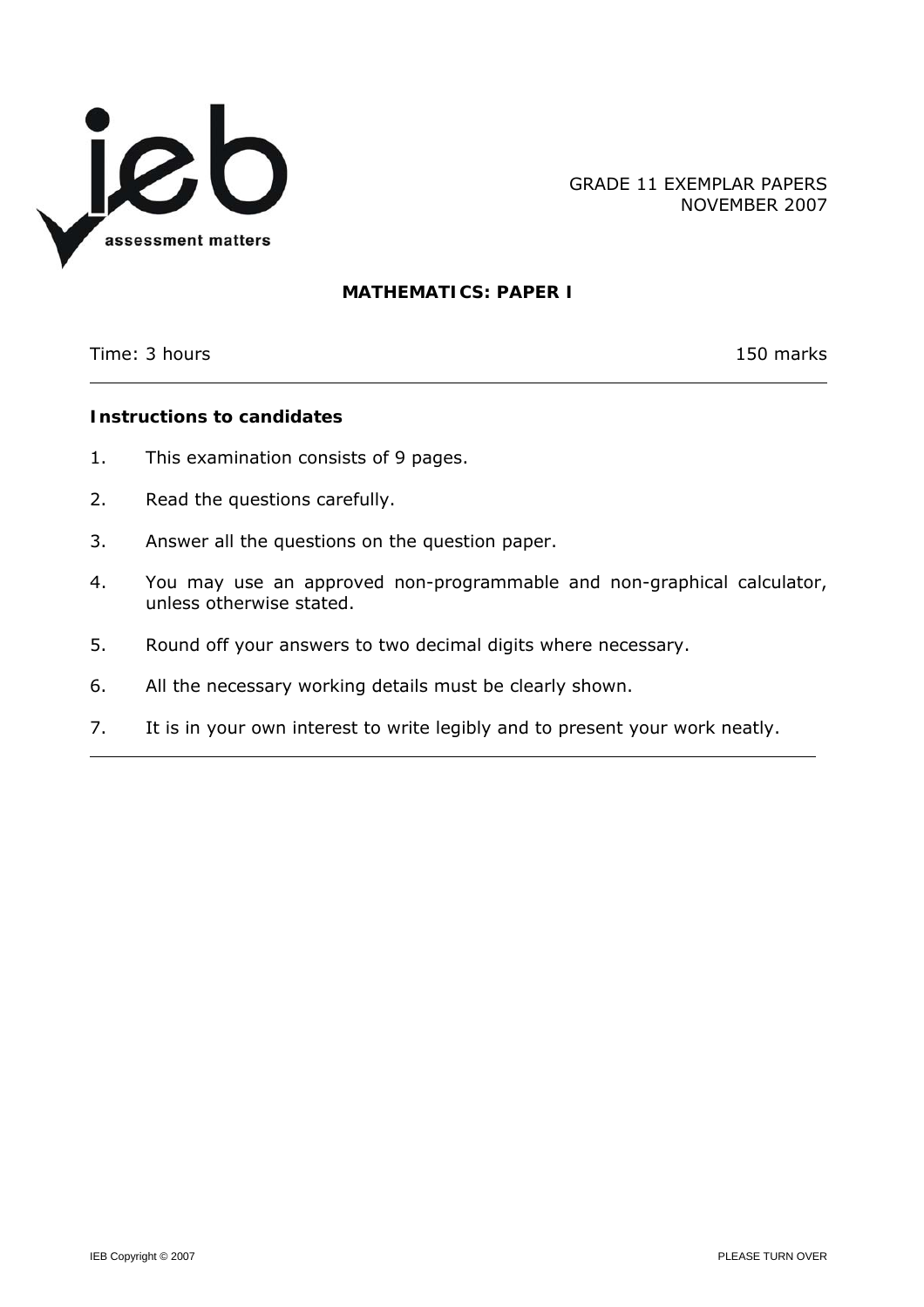GRADE 11 EXEMPLAR PAPERS
NOVEMBER 2007

# MATHEMATICS: PAPER I

Time: 3 hours 150 marks

---

**Instructions to candidates**

1. This examination consists of 9 pages.
2. Read the questions carefully.
3. Answer all the questions on the question paper.
4. You may use an approved non-programmable and non-graphical calculator, unless otherwise stated.
5. Round off your answers to two decimal digits where necessary.
6. All the necessary working details must be clearly shown.
7. It is in your own interest to write legibly and to present your work neatly.

---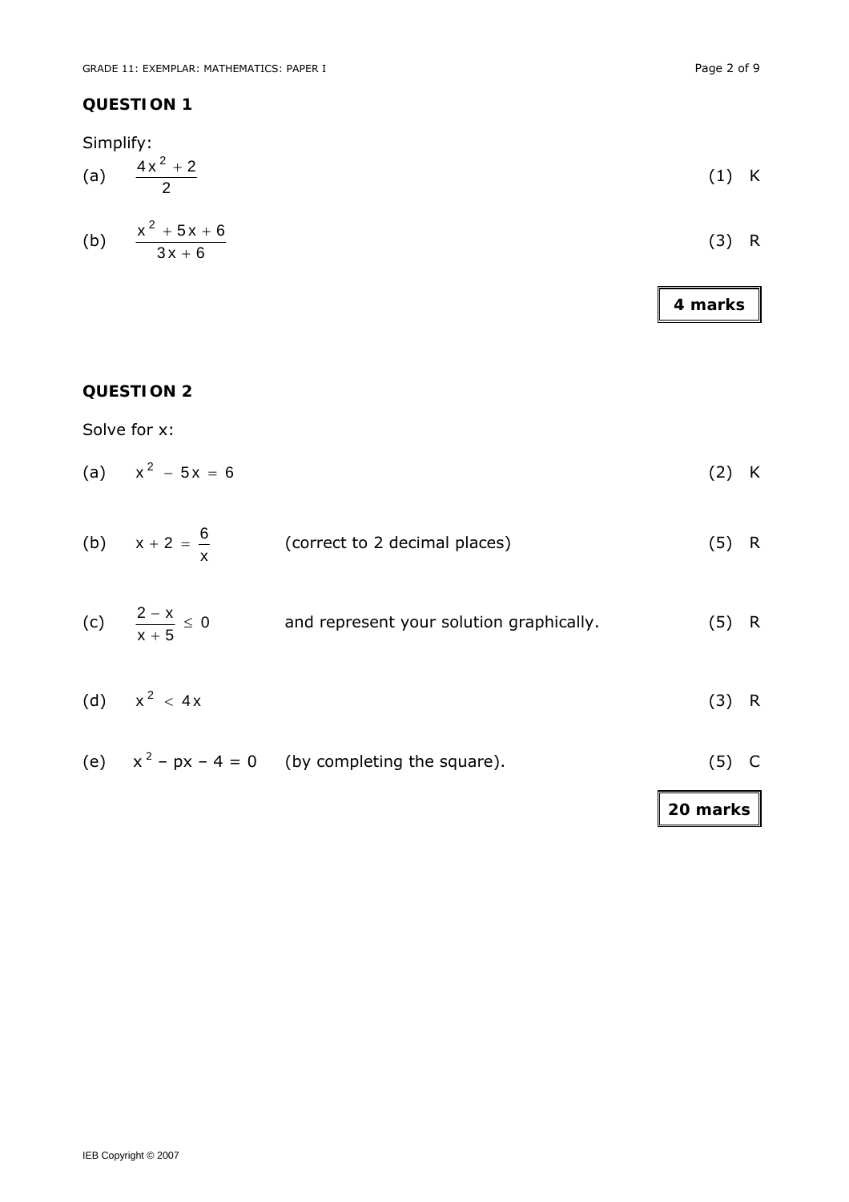## QUESTION 1

Simplify:

(a) $\dfrac{4x^2 + 2}{2}$ (1) K

(b) $\dfrac{x^2 + 5x + 6}{3x + 6}$ (3) R

**4 marks**

## QUESTION 2

Solve for x:

(a) $x^2 - 5x = 6$ (2) K

(b) $x + 2 = \dfrac{6}{x}$ (correct to 2 decimal places) (5) R

(c) $\dfrac{2 - x}{x + 5} \leq 0$ and represent your solution graphically. (5) R

(d) $x^2 < 4x$ (3) R

(e) $x^2 - px - 4 = 0$ (by completing the square). (5) C

**20 marks**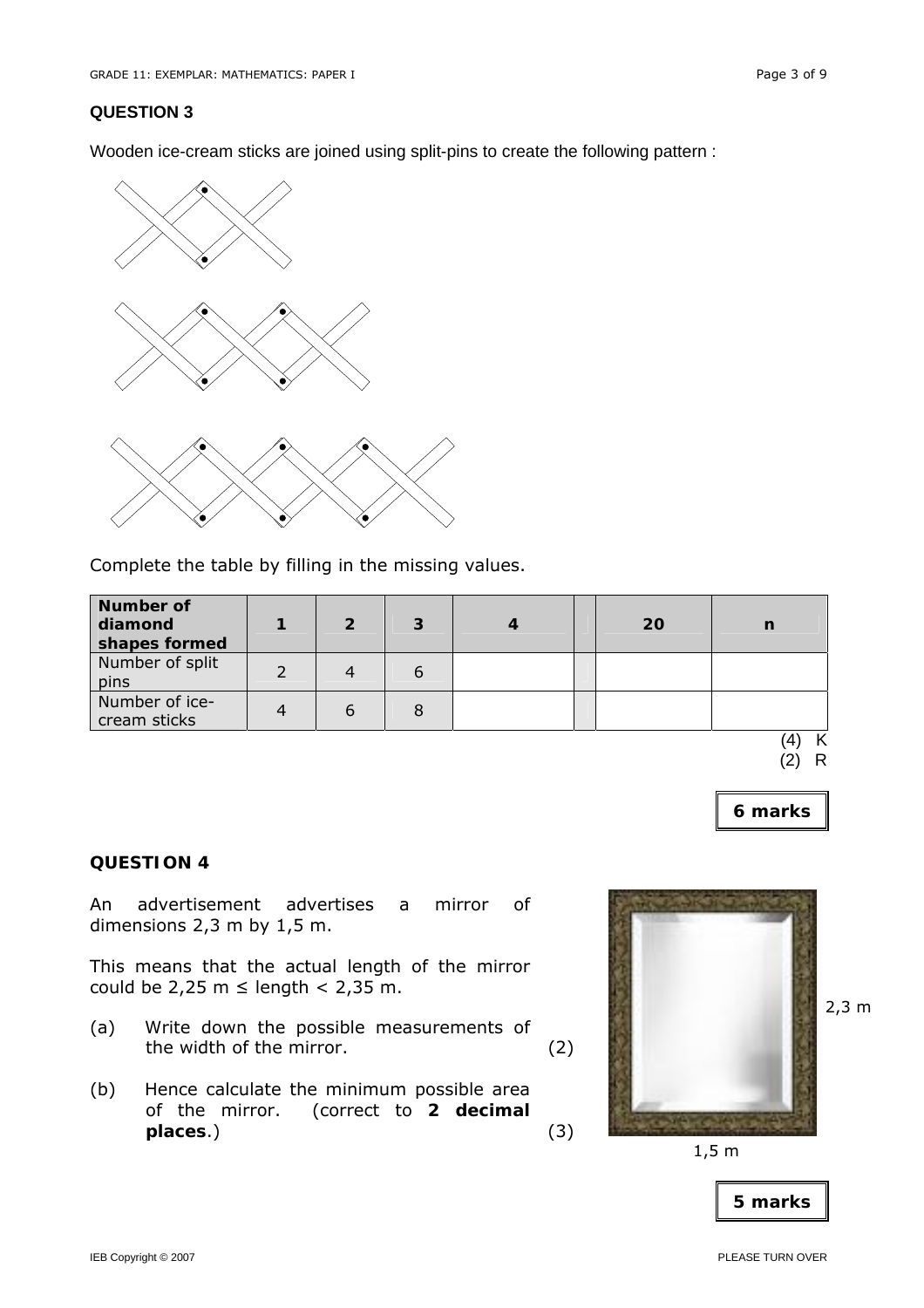## QUESTION 3

Wooden ice-cream sticks are joined using split-pins to create the following pattern :

Complete the table by filling in the missing values.

| Number of diamond shapes formed | 1 | 2 | 3 | 4 | | 20 | n |
|---|---|---|---|---|---|---|---|
| Number of split pins | 2 | 4 | 6 | | | | |
| Number of ice-cream sticks | 4 | 6 | 8 | | | | |

(4) K
(2) R

**6 marks**

## QUESTION 4

An advertisement advertises a mirror of dimensions 2,3 m by 1,5 m.

This means that the actual length of the mirror could be 2,25 m ≤ length < 2,35 m.

(a) Write down the possible measurements of the width of the mirror. (2)

(b) Hence calculate the minimum possible area of the mirror. (correct to **2 decimal places**.) (3)

2,3 m

1,5 m

**5 marks**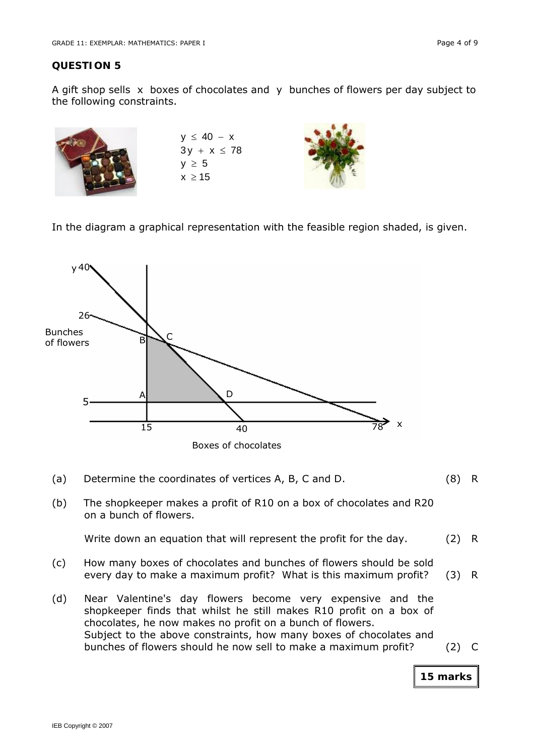## QUESTION 5

A gift shop sells $x$ boxes of chocolates and $y$ bunches of flowers per day subject to the following constraints.

$$y \leq 40 - x$$
$$3y + x \leq 78$$
$$y \geq 5$$
$$x \geq 15$$

In the diagram a graphical representation with the feasible region shaded, is given.

(a) Determine the coordinates of vertices A, B, C and D. (8) R

(b) The shopkeeper makes a profit of R10 on a box of chocolates and R20 on a bunch of flowers.

Write down an equation that will represent the profit for the day. (2) R

(c) How many boxes of chocolates and bunches of flowers should be sold every day to make a maximum profit? What is this maximum profit? (3) R

(d) Near Valentine's day flowers become very expensive and the shopkeeper finds that whilst he still makes R10 profit on a box of chocolates, he now makes no profit on a bunch of flowers.
Subject to the above constraints, how many boxes of chocolates and bunches of flowers should he now sell to make a maximum profit? (2) C

**15 marks**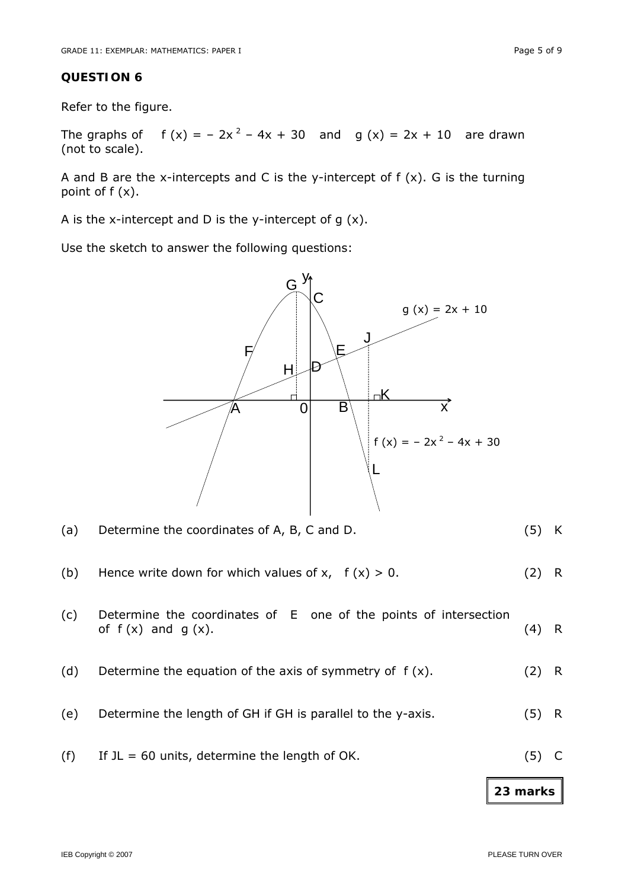## QUESTION 6

Refer to the figure.

The graphs of $f(x) = -2x^2 - 4x + 30$ and $g(x) = 2x + 10$ are drawn (not to scale).

A and B are the x-intercepts and C is the y-intercept of $f(x)$. G is the turning point of $f(x)$.

A is the x-intercept and D is the y-intercept of $g(x)$.

Use the sketch to answer the following questions:

| | | | |
|---|---|---|---|
| (a) | Determine the coordinates of A, B, C and D. | (5) | K |
| (b) | Hence write down for which values of x, $f(x) > 0$. | (2) | R |
| (c) | Determine the coordinates of E one of the points of intersection of $f(x)$ and $g(x)$. | (4) | R |
| (d) | Determine the equation of the axis of symmetry of $f(x)$. | (2) | R |
| (e) | Determine the length of GH if GH is parallel to the y-axis. | (5) | R |
| (f) | If JL = 60 units, determine the length of OK. | (5) | C |

**23 marks**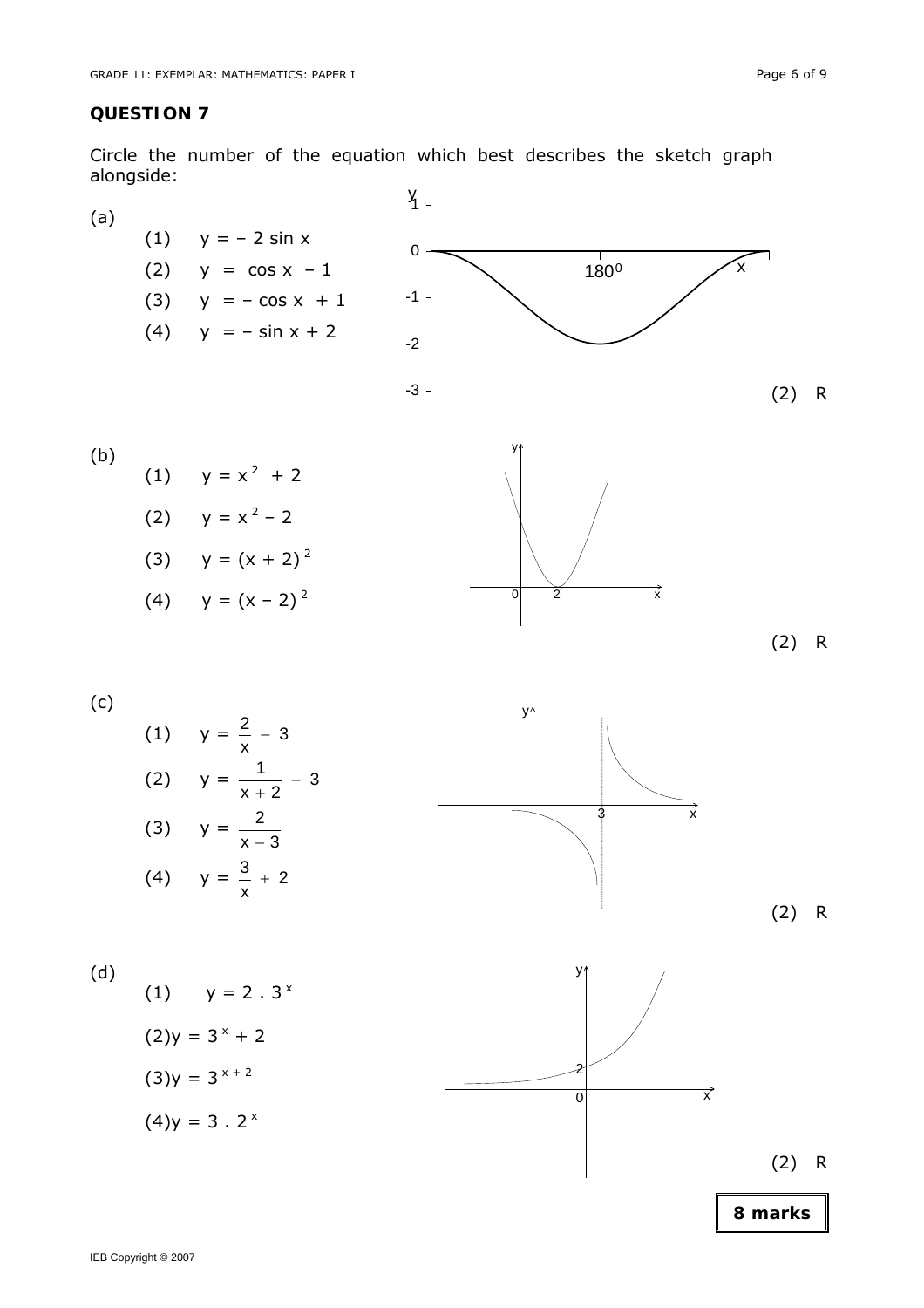## QUESTION 7

Circle the number of the equation which best describes the sketch graph alongside:

(a)

(1) $y = -2 \sin x$

(2) $y = \cos x - 1$

(3) $y = -\cos x + 1$

(4) $y = -\sin x + 2$

(2) R

(b)

(1) $y = x^2 + 2$

(2) $y = x^2 - 2$

(3) $y = (x + 2)^2$

(4) $y = (x - 2)^2$

(2) R

(c)

(1) $y = \frac{2}{x} - 3$

(2) $y = \frac{1}{x + 2} - 3$

(3) $y = \frac{2}{x - 3}$

(4) $y = \frac{3}{x} + 2$

(2) R

(d)

(1) $y = 2 . 3^x$

(2) $y = 3^x + 2$

(3) $y = 3^{x+2}$

(4) $y = 3 . 2^x$

(2) R

**8 marks**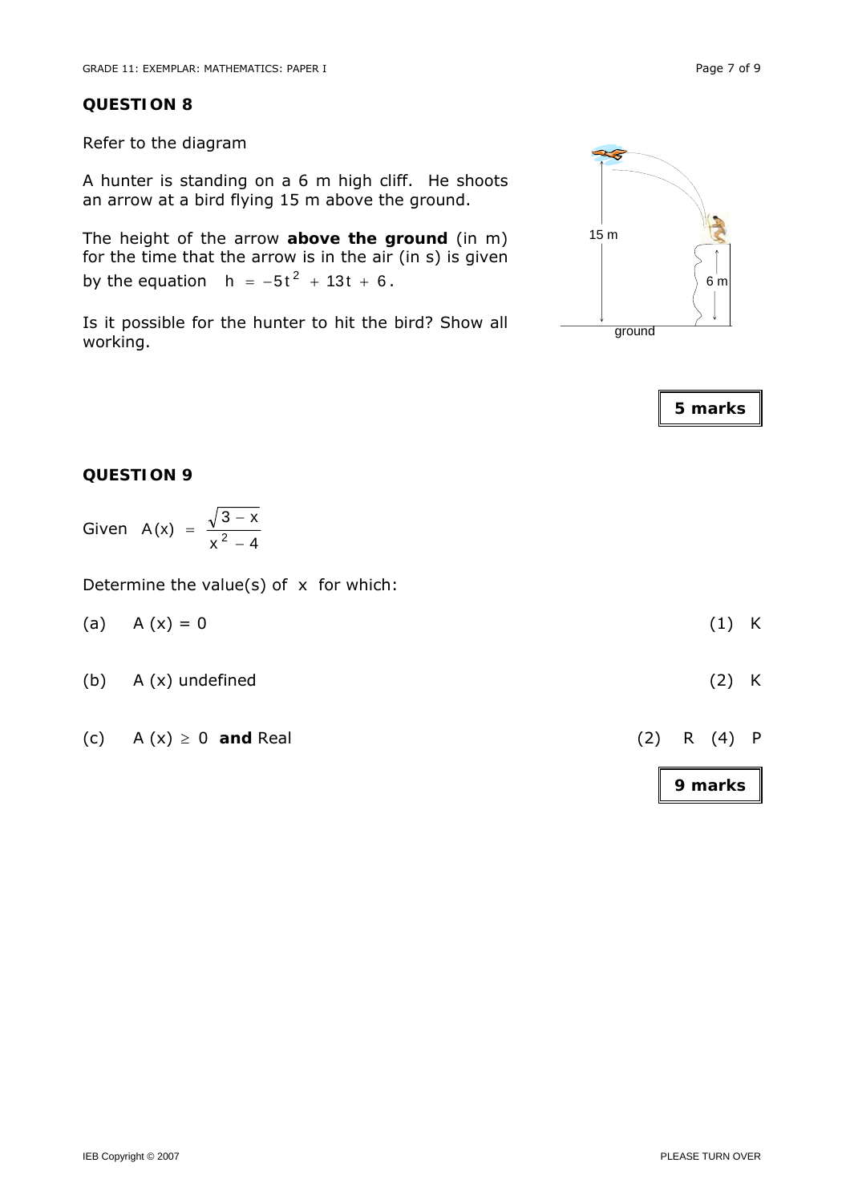## QUESTION 8

Refer to the diagram

A hunter is standing on a 6 m high cliff. He shoots an arrow at a bird flying 15 m above the ground.

The height of the arrow **above the ground** (in m) for the time that the arrow is in the air (in s) is given by the equation $h = -5t^2 + 13t + 6$.

Is it possible for the hunter to hit the bird? Show all working.

**5 marks**

## QUESTION 9

Given $A(x) = \dfrac{\sqrt{3-x}}{x^2 - 4}$

Determine the value(s) of $x$ for which:

(a) $A(x) = 0$ (1) K

(b) $A(x)$ undefined (2) K

(c) $A(x) \geq 0$ **and** Real (2) R (4) P

**9 marks**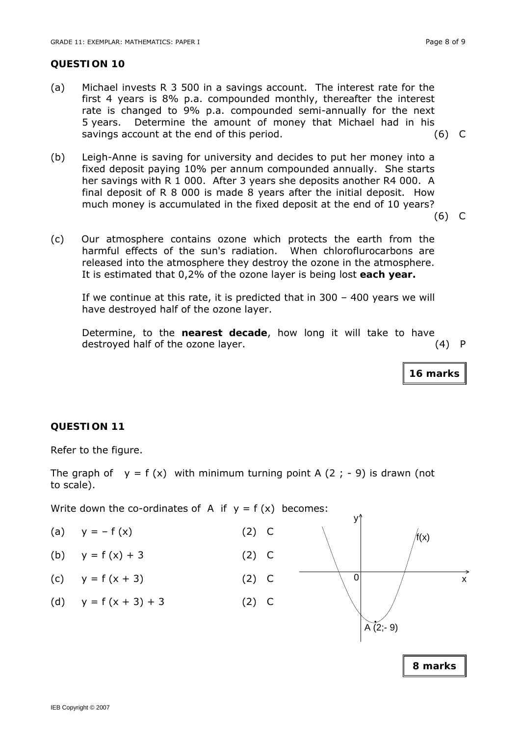## QUESTION 10

(a) Michael invests R 3 500 in a savings account. The interest rate for the first 4 years is 8% p.a. compounded monthly, thereafter the interest rate is changed to 9% p.a. compounded semi-annually for the next 5 years. Determine the amount of money that Michael had in his savings account at the end of this period. (6) C

(b) Leigh-Anne is saving for university and decides to put her money into a fixed deposit paying 10% per annum compounded annually. She starts her savings with R 1 000. After 3 years she deposits another R4 000. A final deposit of R 8 000 is made 8 years after the initial deposit. How much money is accumulated in the fixed deposit at the end of 10 years? (6) C

(c) Our atmosphere contains ozone which protects the earth from the harmful effects of the sun's radiation. When chloroflurocarbons are released into the atmosphere they destroy the ozone in the atmosphere. It is estimated that 0,2% of the ozone layer is being lost **each year.**

If we continue at this rate, it is predicted that in 300 – 400 years we will have destroyed half of the ozone layer.

Determine, to the **nearest decade**, how long it will take to have destroyed half of the ozone layer. (4) P

**16 marks**

## QUESTION 11

Refer to the figure.

The graph of $y = f(x)$ with minimum turning point A $(2 ; -9)$ is drawn (not to scale).

Write down the co-ordinates of A if $y = f(x)$ becomes:

(a) $y = -f(x)$ (2) C

(b) $y = f(x) + 3$ (2) C

(c) $y = f(x + 3)$ (2) C

(d) $y = f(x + 3) + 3$ (2) C

**8 marks**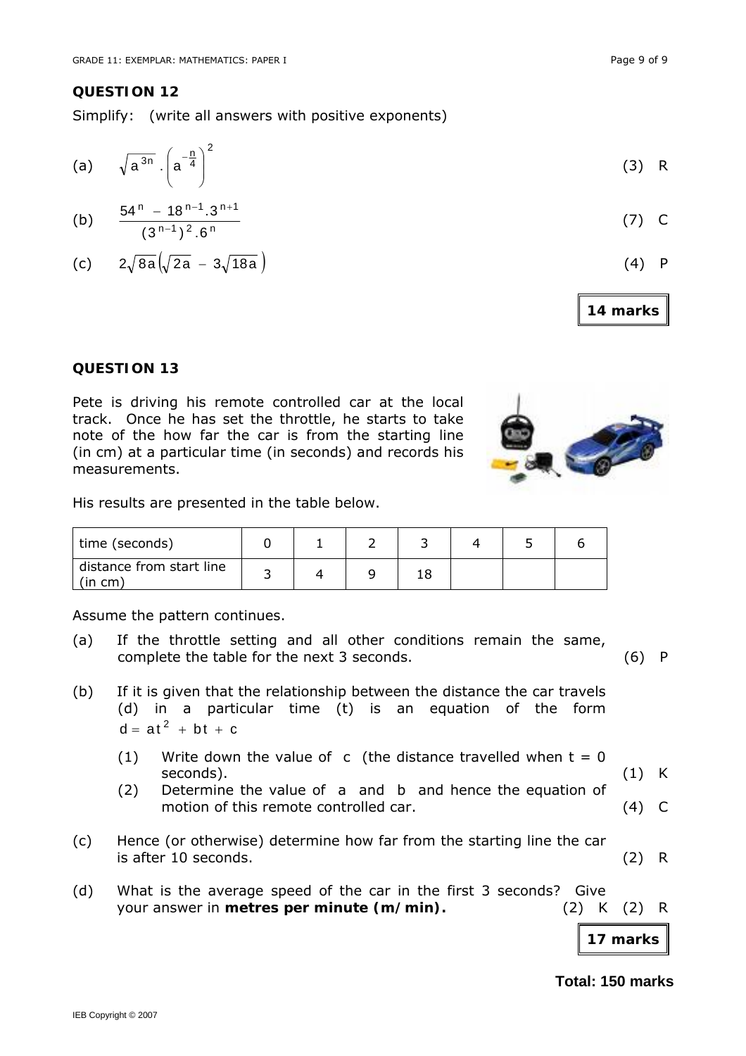## QUESTION 12

Simplify: (write all answers with positive exponents)

(a) $\sqrt{a^{3n}} \cdot \left(a^{-\frac{n}{4}}\right)^2$ (3) R

(b) $\dfrac{54^n - 18^{n-1}.3^{n+1}}{(3^{n-1})^2.6^n}$ (7) C

(c) $2\sqrt{8a}\left(\sqrt{2a} - 3\sqrt{18a}\right)$ (4) P

**14 marks**

## QUESTION 13

Pete is driving his remote controlled car at the local track. Once he has set the throttle, he starts to take note of the how far the car is from the starting line (in cm) at a particular time (in seconds) and records his measurements.

His results are presented in the table below.

| time (seconds) | 0 | 1 | 2 | 3 | 4 | 5 | 6 |
|---|---|---|---|---|---|---|---|
| distance from start line (in cm) | 3 | 4 | 9 | 18 | | | |

Assume the pattern continues.

(a) If the throttle setting and all other conditions remain the same, complete the table for the next 3 seconds. (6) P

(b) If it is given that the relationship between the distance the car travels (d) in a particular time (t) is an equation of the form $d = at^2 + bt + c$

(1) Write down the value of c (the distance travelled when t = 0 seconds). (1) K

(2) Determine the value of a and b and hence the equation of motion of this remote controlled car. (4) C

(c) Hence (or otherwise) determine how far from the starting line the car is after 10 seconds. (2) R

(d) What is the average speed of the car in the first 3 seconds? Give your answer in **metres per minute (m/min).** (2) K (2) R

**17 marks**

**Total: 150 marks**